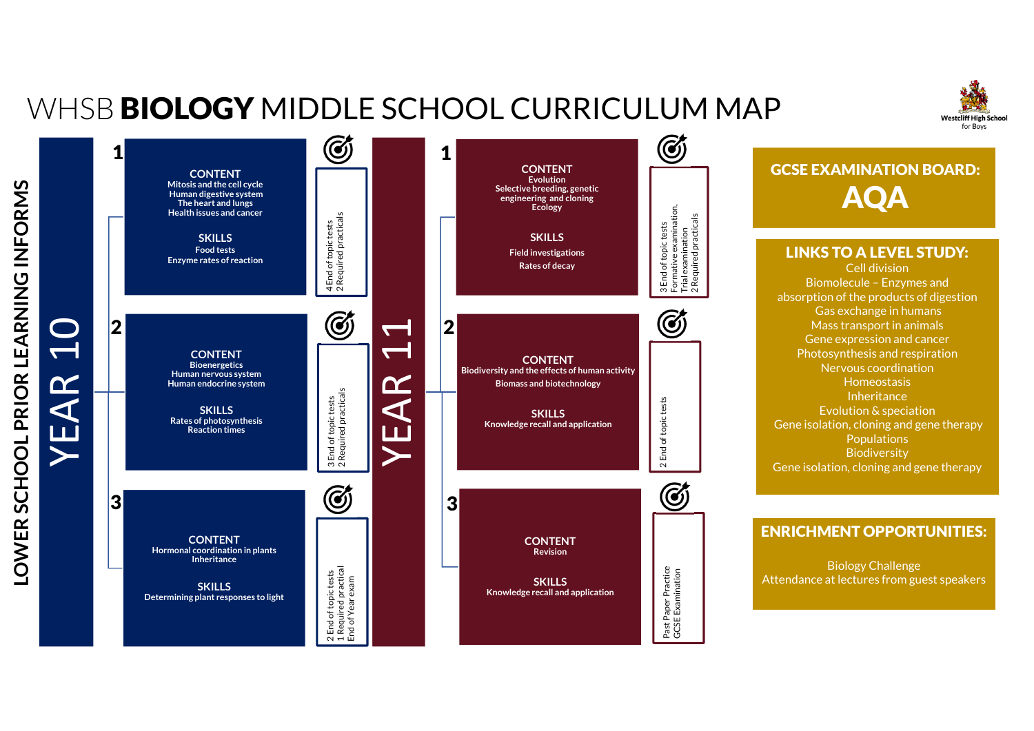# WHSB **BIOLOGY** MIDDLE SCHOOL CURRICULUM MAP

Westcliff High School for Boys

LOWER SCHOOL PRIOR LEARNING INFORMS

## YEAR 10

### 1

**CONTENT**
Mitosis and the cell cycle
Human digestive system
The heart and lungs
Health issues and cancer

**SKILLS**
Food tests
Enzyme rates of reaction

*Assessment:* 4 End of topic tests; 2 Required practicals

### 2

**CONTENT**
Bioenergetics
Human nervous system
Human endocrine system

**SKILLS**
Rates of photosynthesis
Reaction times

*Assessment:* 3 End of topic tests; 2 Required practicals

### 3

**CONTENT**
Hormonal coordination in plants
Inheritance

**SKILLS**
Determining plant responses to light

*Assessment:* 2 End of topic tests; 1 Required practical; End of Year exam

## YEAR 11

### 1

**CONTENT**
Evolution
Selective breeding, genetic engineering and cloning
Ecology

**SKILLS**
Field investigations
Rates of decay

*Assessment:* 3 End of topic tests; Formative examination, Trial examination; 2 Required practicals

### 2

**CONTENT**
Biodiversity and the effects of human activity
Biomass and biotechnology

**SKILLS**
Knowledge recall and application

*Assessment:* 2 End of topic tests

### 3

**CONTENT**
Revision

**SKILLS**
Knowledge recall and application

*Assessment:* Past Paper Practice; GCSE Examination

## GCSE EXAMINATION BOARD:

**AQA**

## LINKS TO A LEVEL STUDY:

Cell division
Biomolecule – Enzymes and absorption of the products of digestion
Gas exchange in humans
Mass transport in animals
Gene expression and cancer
Photosynthesis and respiration
Nervous coordination
Homeostasis
Inheritance
Evolution & speciation
Gene isolation, cloning and gene therapy
Populations
Biodiversity
Gene isolation, cloning and gene therapy

## ENRICHMENT OPPORTUNITIES:

Biology Challenge
Attendance at lectures from guest speakers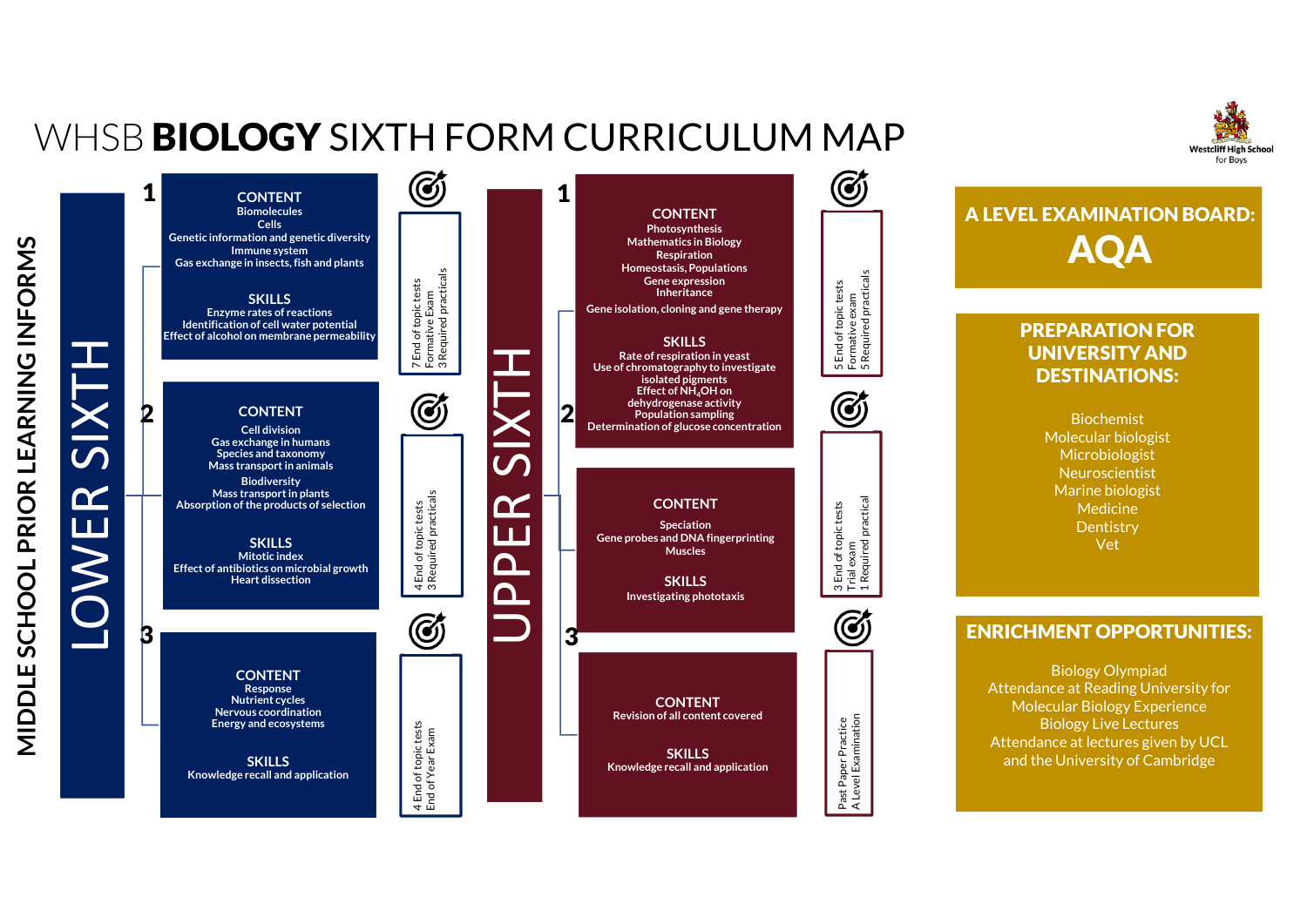# WHSB **BIOLOGY** SIXTH FORM CURRICULUM MAP

Westcliff High School for Boys

MIDDLE SCHOOL PRIOR LEARNING INFORMS

## LOWER SIXTH

### 1

**CONTENT**
Biomolecules
Cells
Genetic information and genetic diversity
Immune system
Gas exchange in insects, fish and plants

**SKILLS**
Enzyme rates of reactions
Identification of cell water potential
Effect of alcohol on membrane permeability

7 End of topic tests
Formative Exam
3 Required practicals

### 2

**CONTENT**
Cell division
Gas exchange in humans
Species and taxonomy
Mass transport in animals
Biodiversity
Mass transport in plants
Absorption of the products of selection

**SKILLS**
Mitotic index
Effect of antibiotics on microbial growth
Heart dissection

4 End of topic tests
3 Required practicals

### 3

**CONTENT**
Response
Nutrient cycles
Nervous coordination
Energy and ecosystems

**SKILLS**
Knowledge recall and application

4 End of topic tests
End of Year Exam

## UPPER SIXTH

### 1

**CONTENT**
Photosynthesis
Mathematics in Biology
Respiration
Homeostasis, Populations
Gene expression
Inheritance
Gene isolation, cloning and gene therapy

**SKILLS**
Rate of respiration in yeast
Use of chromatography to investigate isolated pigments
Effect of $NH_4OH$ on dehydrogenase activity
Population sampling
Determination of glucose concentration

5 End of topic tests
Formative exam
5 Required practicals

### 2

**CONTENT**
Speciation
Gene probes and DNA fingerprinting
Muscles

**SKILLS**
Investigating phototaxis

3 End of topic tests
Trial exam
1 Required practical

### 3

**CONTENT**
Revision of all content covered

**SKILLS**
Knowledge recall and application

Past Paper Practice
A Level Examination

## A LEVEL EXAMINATION BOARD:

**AQA**

## PREPARATION FOR UNIVERSITY AND DESTINATIONS:

Biochemist
Molecular biologist
Microbiologist
Neuroscientist
Marine biologist
Medicine
Dentistry
Vet

## ENRICHMENT OPPORTUNITIES:

Biology Olympiad
Attendance at Reading University for Molecular Biology Experience
Biology Live Lectures
Attendance at lectures given by UCL and the University of Cambridge